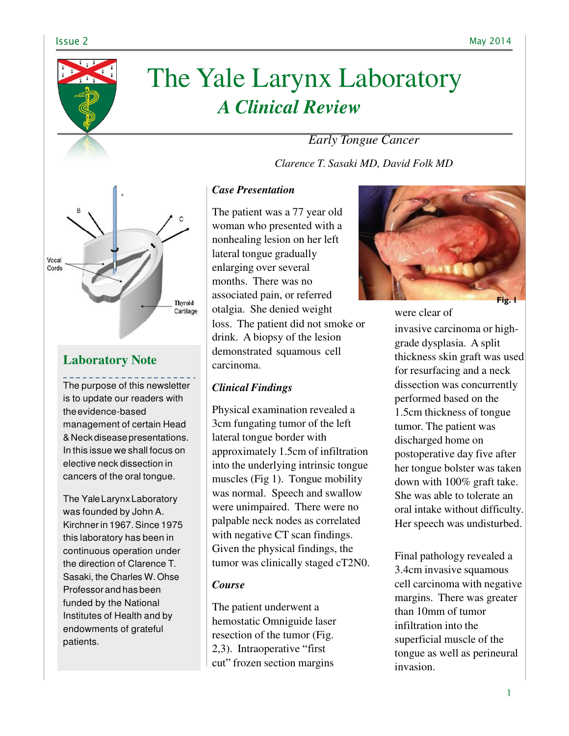# The Yale Larynx Laboratory

## *A Clinical Review*

*Early Tongue Cancer*

*Clarence T. Sasaki MD, David Folk MD*

### Laboratory Note

The purpose of this newsletter is to update our readers with the evidence-based management of certain Head & Neck disease presentations. In this issue we shall focus on elective neck dissection in cancers of the oral tongue.

The Yale Larynx Laboratory was founded by John A. Kirchner in 1967. Since 1975 this laboratory has been in continuous operation under the direction of Clarence T. Sasaki, the Charles W. Ohse Professor and has been funded by the National Institutes of Health and by endowments of grateful patients.

### *Case Presentation*

The patient was a 77 year old woman who presented with a nonhealing lesion on her left lateral tongue gradually enlarging over several months. There was no associated pain, or referred otalgia. She denied weight loss. The patient did not smoke or drink. A biopsy of the lesion demonstrated squamous cell carcinoma.

### *Clinical Findings*

Physical examination revealed a 3cm fungating tumor of the left lateral tongue border with approximately 1.5cm of infiltration into the underlying intrinsic tongue muscles (Fig 1). Tongue mobility was normal. Speech and swallow were unimpaired. There were no palpable neck nodes as correlated with negative CT scan findings. Given the physical findings, the tumor was clinically staged cT2N0.

### *Course*

The patient underwent a hemostatic Omniguide laser resection of the tumor (Fig. 2,3). Intraoperative "first cut" frozen section margins were clear of invasive carcinoma or high-grade dysplasia. A split thickness skin graft was used for resurfacing and a neck dissection was concurrently performed based on the 1.5cm thickness of tongue tumor. The patient was discharged home on postoperative day five after her tongue bolster was taken down with 100% graft take. She was able to tolerate an oral intake without difficulty. Her speech was undisturbed.

Fig. 1

Final pathology revealed a 3.4cm invasive squamous cell carcinoma with negative margins. There was greater than 10mm of tumor infiltration into the superficial muscle of the tongue as well as perineural invasion.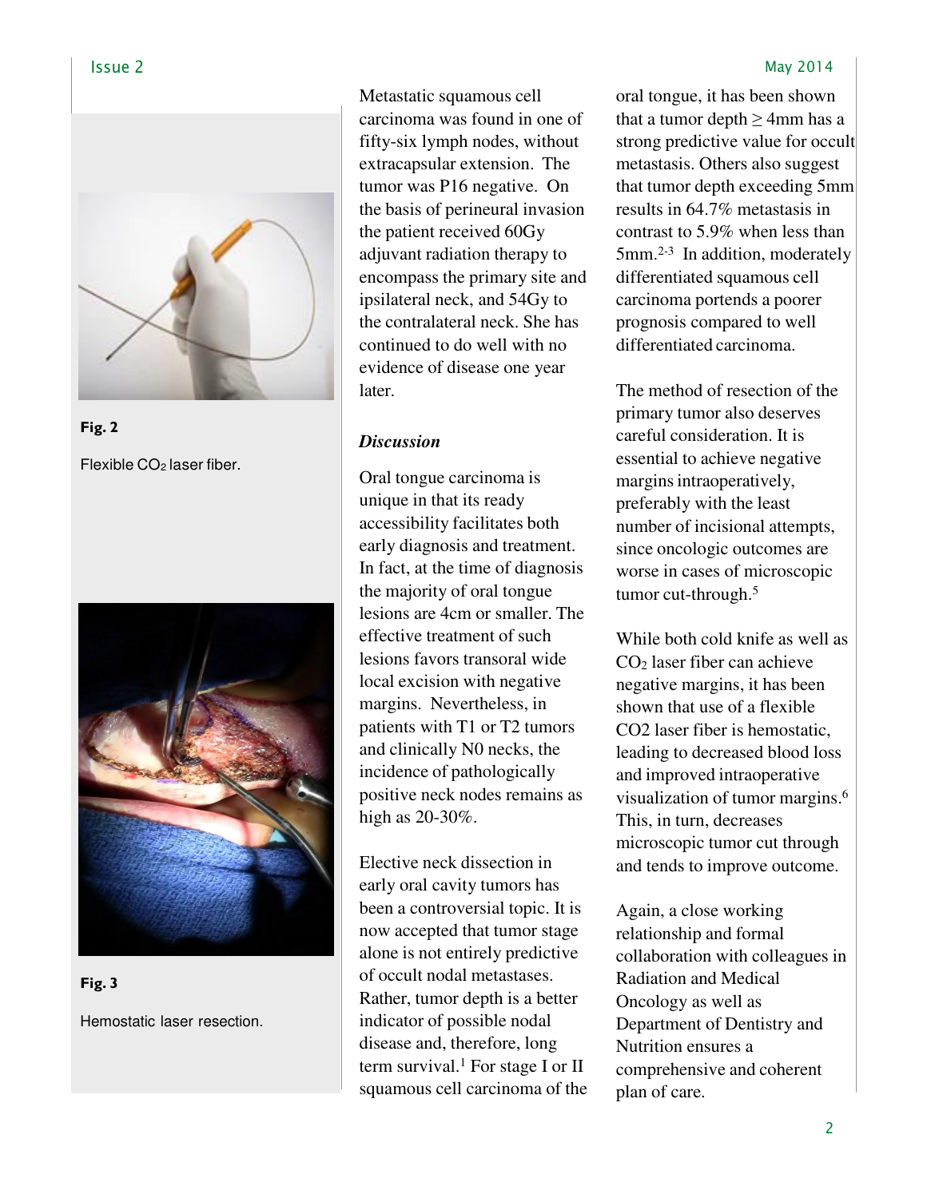Fig. 2

Flexible $CO_2$ laser fiber.

Fig. 3

Hemostatic laser resection.

Metastatic squamous cell carcinoma was found in one of fifty-six lymph nodes, without extracapsular extension. The tumor was P16 negative. On the basis of perineural invasion the patient received 60Gy adjuvant radiation therapy to encompass the primary site and ipsilateral neck, and 54Gy to the contralateral neck. She has continued to do well with no evidence of disease one year later.

### *Discussion*

Oral tongue carcinoma is unique in that its ready accessibility facilitates both early diagnosis and treatment. In fact, at the time of diagnosis the majority of oral tongue lesions are 4cm or smaller. The effective treatment of such lesions favors transoral wide local excision with negative margins. Nevertheless, in patients with T1 or T2 tumors and clinically N0 necks, the incidence of pathologically positive neck nodes remains as high as 20-30%.

Elective neck dissection in early oral cavity tumors has been a controversial topic. It is now accepted that tumor stage alone is not entirely predictive of occult nodal metastases. Rather, tumor depth is a better indicator of possible nodal disease and, therefore, long term survival.[1] For stage I or II squamous cell carcinoma of the oral tongue, it has been shown that a tumor depth $\geq$ 4mm has a strong predictive value for occult metastasis. Others also suggest that tumor depth exceeding 5mm results in 64.7% metastasis in contrast to 5.9% when less than 5mm.[2-3] In addition, moderately differentiated squamous cell carcinoma portends a poorer prognosis compared to well differentiated carcinoma.

The method of resection of the primary tumor also deserves careful consideration. It is essential to achieve negative margins intraoperatively, preferably with the least number of incisional attempts, since oncologic outcomes are worse in cases of microscopic tumor cut-through.[5]

While both cold knife as well as $CO_2$ laser fiber can achieve negative margins, it has been shown that use of a flexible CO2 laser fiber is hemostatic, leading to decreased blood loss and improved intraoperative visualization of tumor margins.[6] This, in turn, decreases microscopic tumor cut through and tends to improve outcome.

Again, a close working relationship and formal collaboration with colleagues in Radiation and Medical Oncology as well as Department of Dentistry and Nutrition ensures a comprehensive and coherent plan of care.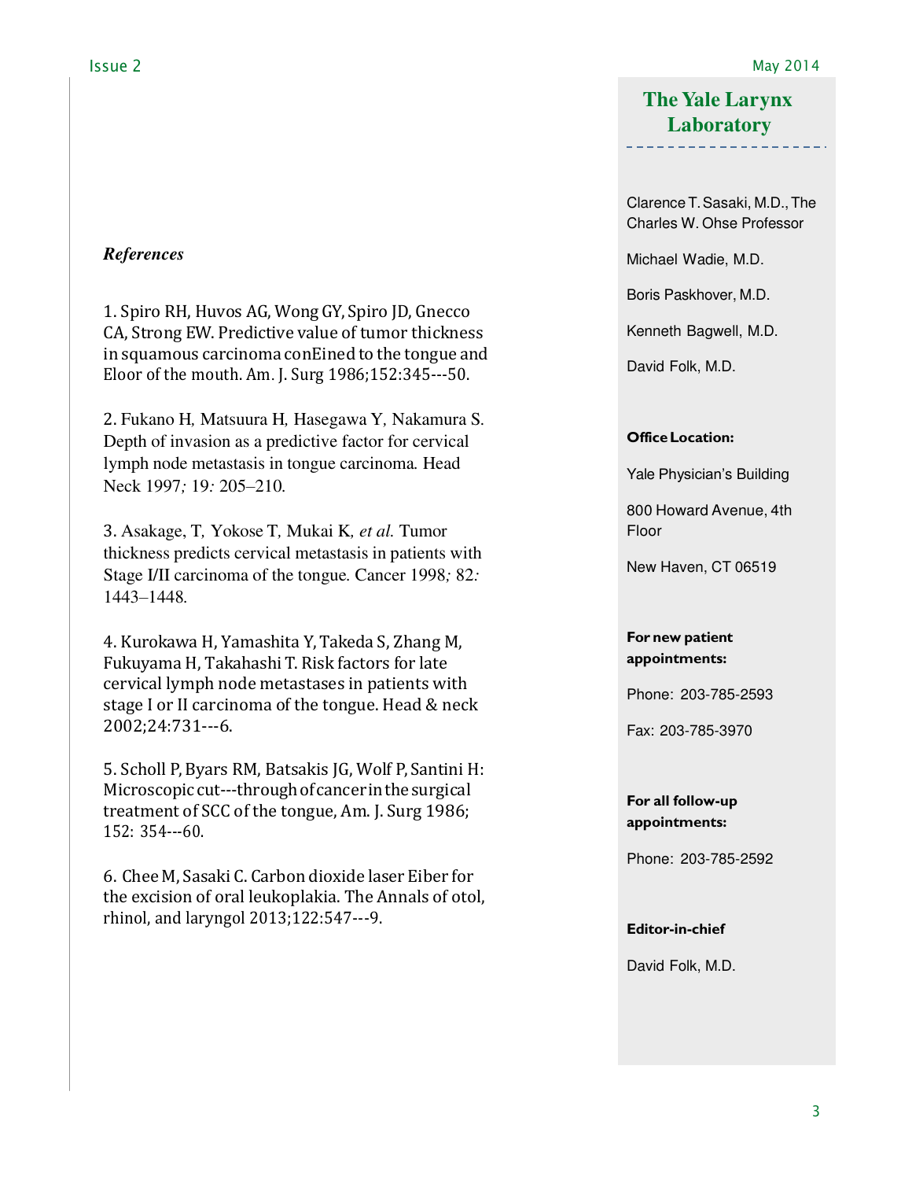*References*

1. Spiro RH, Huvos AG, Wong GY, Spiro JD, Gnecco CA, Strong EW. Predictive value of tumor thickness in squamous carcinoma conEined to the tongue and Eloor of the mouth. Am. J. Surg 1986;152:345---50.

2. Fukano H, Matsuura H, Hasegawa Y, Nakamura S. Depth of invasion as a predictive factor for cervical lymph node metastasis in tongue carcinoma. Head Neck 1997; 19: 205–210.

3. Asakage, T, Yokose T, Mukai K, *et al.* Tumor thickness predicts cervical metastasis in patients with Stage I/II carcinoma of the tongue. Cancer 1998; 82: 1443–1448.

4. Kurokawa H, Yamashita Y, Takeda S, Zhang M, Fukuyama H, Takahashi T. Risk factors for late cervical lymph node metastases in patients with stage I or II carcinoma of the tongue. Head & neck 2002;24:731---6.

5. Scholl P, Byars RM, Batsakis JG, Wolf P, Santini H: Microscopic cut---through of cancer in the surgical treatment of SCC of the tongue, Am. J. Surg 1986; 152: 354---60.

6. Chee M, Sasaki C. Carbon dioxide laser Eiber for the excision of oral leukoplakia. The Annals of otol, rhinol, and laryngol 2013;122:547---9.

## The Yale Larynx Laboratory

Clarence T. Sasaki, M.D., The Charles W. Ohse Professor

Michael Wadie, M.D.

Boris Paskhover, M.D.

Kenneth Bagwell, M.D.

David Folk, M.D.

**Office Location:**

Yale Physician's Building

800 Howard Avenue, 4th Floor

New Haven, CT 06519

**For new patient appointments:**

Phone: 203-785-2593

Fax: 203-785-3970

**For all follow-up appointments:**

Phone: 203-785-2592

**Editor-in-chief**

David Folk, M.D.